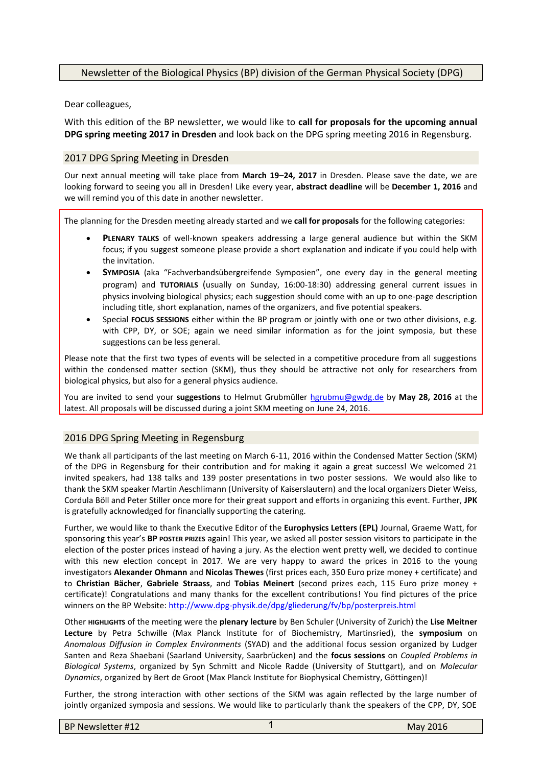Newsletter of the Biological Physics (BP) division of the German Physical Society (DPG)

Dear colleagues,

With this edition of the BP newsletter, we would like to **call for proposals for the upcoming annual DPG spring meeting 2017 in Dresden** and look back on the DPG spring meeting 2016 in Regensburg.

## 2017 DPG Spring Meeting in Dresden

Our next annual meeting will take place from **March 19–24, 2017** in Dresden. Please save the date, we are looking forward to seeing you all in Dresden! Like every year, **abstract deadline** will be **December 1, 2016** and we will remind you of this date in another newsletter.

The planning for the Dresden meeting already started and we **call for proposals** for the following categories:

- **Plenary talks** of well-known speakers addressing a large general audience but within the SKM focus; if you suggest someone please provide a short explanation and indicate if you could help with the invitation.
- **Symposia** (aka "Fachverbandsübergreifende Symposien", one every day in the general meeting program) and **tutorials** (usually on Sunday, 16:00-18:30) addressing general current issues in physics involving biological physics; each suggestion should come with an up to one-page description including title, short explanation, names of the organizers, and five potential speakers.
- Special **focus sessions** either within the BP program or jointly with one or two other divisions, e.g. with CPP, DY, or SOE; again we need similar information as for the joint symposia, but these suggestions can be less general.

Please note that the first two types of events will be selected in a competitive procedure from all suggestions within the condensed matter section (SKM), thus they should be attractive not only for researchers from biological physics, but also for a general physics audience.

You are invited to send your **suggestions** to Helmut Grubmüller hgrubmu@gwdg.de by **May 28, 2016** at the latest. All proposals will be discussed during a joint SKM meeting on June 24, 2016.

## 2016 DPG Spring Meeting in Regensburg

We thank all participants of the last meeting on March 6-11, 2016 within the Condensed Matter Section (SKM) of the DPG in Regensburg for their contribution and for making it again a great success! We welcomed 21 invited speakers, had 138 talks and 139 poster presentations in two poster sessions. We would also like to thank the SKM speaker Martin Aeschlimann (University of Kaiserslautern) and the local organizers Dieter Weiss, Cordula Böll and Peter Stiller once more for their great support and efforts in organizing this event. Further, **JPK** is gratefully acknowledged for financially supporting the catering.

Further, we would like to thank the Executive Editor of the **Europhysics Letters (EPL)** Journal, Graeme Watt, for sponsoring this year's **BP poster prizes** again! This year, we asked all poster session visitors to participate in the election of the poster prices instead of having a jury. As the election went pretty well, we decided to continue with this new election concept in 2017. We are very happy to award the prices in 2016 to the young investigators **Alexander Ohmann** and **Nicolas Thewes** (first prices each, 350 Euro prize money + certificate) and to **Christian Bächer**, **Gabriele Straass**, and **Tobias Meinert** (second prizes each, 115 Euro prize money + certificate)! Congratulations and many thanks for the excellent contributions! You find pictures of the price winners on the BP Website: http://www.dpg-physik.de/dpg/gliederung/fv/bp/posterpreis.html

Other **highlights** of the meeting were the **plenary lecture** by Ben Schuler (University of Zurich) the **Lise Meitner Lecture** by Petra Schwille (Max Planck Institute for of Biochemistry, Martinsried), the **symposium** on *Anomalous Diffusion in Complex Environments* (SYAD) and the additional focus session organized by Ludger Santen and Reza Shaebani (Saarland University, Saarbrücken) and the **focus sessions** on *Coupled Problems in Biological Systems*, organized by Syn Schmitt and Nicole Radde (University of Stuttgart), and on *Molecular Dynamics*, organized by Bert de Groot (Max Planck Institute for Biophysical Chemistry, Göttingen)!

Further, the strong interaction with other sections of the SKM was again reflected by the large number of jointly organized symposia and sessions. We would like to particularly thank the speakers of the CPP, DY, SOE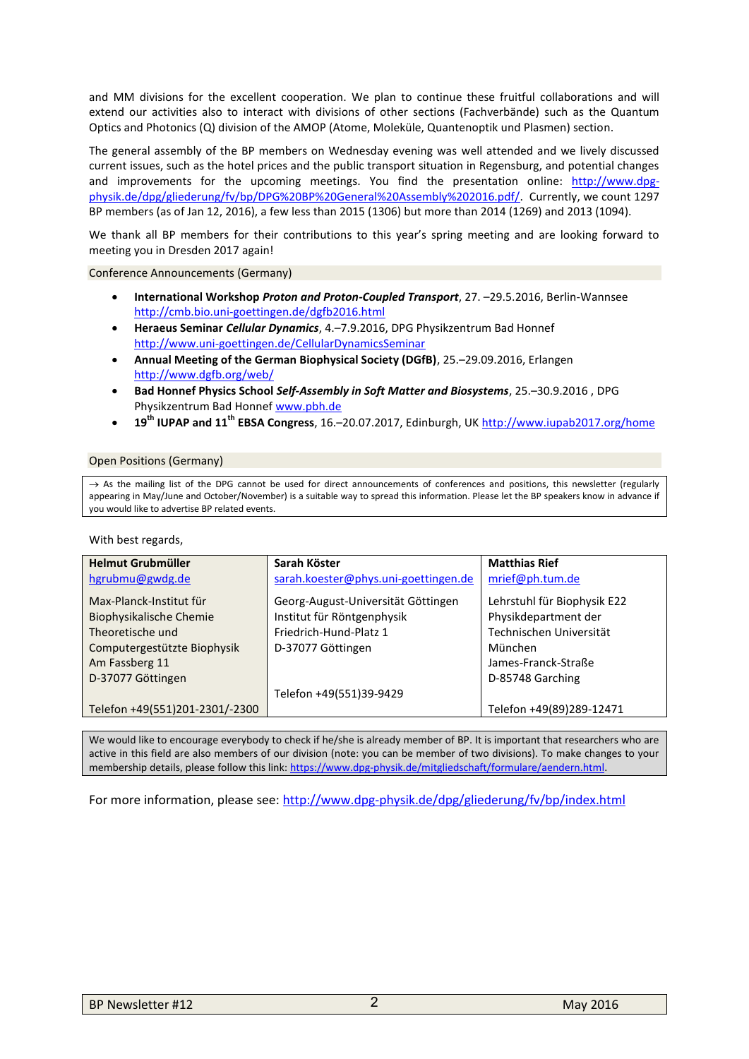and MM divisions for the excellent cooperation. We plan to continue these fruitful collaborations and will extend our activities also to interact with divisions of other sections (Fachverbände) such as the Quantum Optics and Photonics (Q) division of the AMOP (Atome, Moleküle, Quantenoptik und Plasmen) section.

The general assembly of the BP members on Wednesday evening was well attended and we lively discussed current issues, such as the hotel prices and the public transport situation in Regensburg, and potential changes and improvements for the upcoming meetings. You find the presentation online: http://www.dpg-physik.de/dpg/gliederung/fv/bp/DPG%20BP%20General%20Assembly%202016.pdf/. Currently, we count 1297 BP members (as of Jan 12, 2016), a few less than 2015 (1306) but more than 2014 (1269) and 2013 (1094).

We thank all BP members for their contributions to this year's spring meeting and are looking forward to meeting you in Dresden 2017 again!

## Conference Announcements (Germany)

- **International Workshop *Proton and Proton-Coupled Transport***, 27. –29.5.2016, Berlin-Wannsee http://cmb.bio.uni-goettingen.de/dgfb2016.html
- **Heraeus Seminar *Cellular Dynamics***, 4.–7.9.2016, DPG Physikzentrum Bad Honnef http://www.uni-goettingen.de/CellularDynamicsSeminar
- **Annual Meeting of the German Biophysical Society (DGfB)**, 25.–29.09.2016, Erlangen http://www.dgfb.org/web/
- **Bad Honnef Physics School *Self-Assembly in Soft Matter and Biosystems***, 25.–30.9.2016 , DPG Physikzentrum Bad Honnef www.pbh.de
- **19th IUPAP and 11th EBSA Congress**, 16.–20.07.2017, Edinburgh, UK http://www.iupab2017.org/home

## Open Positions (Germany)

→ As the mailing list of the DPG cannot be used for direct announcements of conferences and positions, this newsletter (regularly appearing in May/June and October/November) is a suitable way to spread this information. Please let the BP speakers know in advance if you would like to advertise BP related events.

With best regards,

| | | |
|---|---|---|
| **Helmut Grubmüller**<br>hgrubmu@gwdg.de | **Sarah Köster**<br>sarah.koester@phys.uni-goettingen.de | **Matthias Rief**<br>mrief@ph.tum.de |
| Max-Planck-Institut für Biophysikalische Chemie<br>Theoretische und Computergestützte Biophysik<br>Am Fassberg 11<br>D-37077 Göttingen | Georg-August-Universität Göttingen<br>Institut für Röntgenphysik<br>Friedrich-Hund-Platz 1<br>D-37077 Göttingen | Lehrstuhl für Biophysik E22<br>Physikdepartment der Technischen Universität München<br>James-Franck-Straße<br>D-85748 Garching |
| Telefon +49(551)201-2301/-2300 | Telefon +49(551)39-9429 | Telefon +49(89)289-12471 |

We would like to encourage everybody to check if he/she is already member of BP. It is important that researchers who are active in this field are also members of our division (note: you can be member of two divisions). To make changes to your membership details, please follow this link: https://www.dpg-physik.de/mitgliedschaft/formulare/aendern.html.

For more information, please see: http://www.dpg-physik.de/dpg/gliederung/fv/bp/index.html